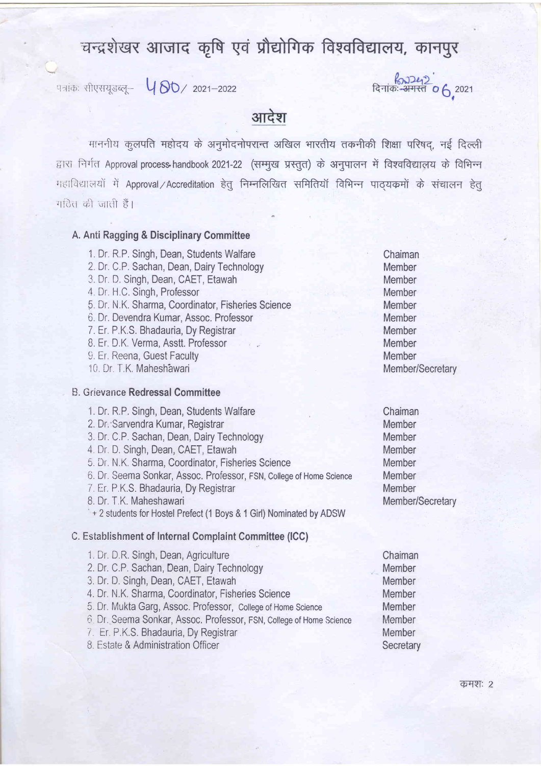# चन्द्रशेखर आजाद कृषि एवं प्रौद्योगिक विश्वविद्यालय, कानपुर

पत्रांक: सीएसयूडब्लू– 480/ 2021–2022

दिनांक: ~~अगस्त~~ सितम्बर 06, 2021

## आदेश

माननीय कुलपति महोदय के अनुमोदनोपरान्त अखिल भारतीय तकनीकी शिक्षा परिषद्, नई दिल्ली द्वारा निर्गत Approval process handbook 2021-22 (सम्मुख प्रस्तुत) के अनुपालन में विश्वविद्यालय के विभिन्न महाविद्यालयों में Approval/Accreditation हेतु निम्नलिखित समितियाँ विभिन्न पाठ्यक्रमों के संचालन हेतु गठित की जाती हैं।

### A. Anti Ragging & Disciplinary Committee

| | |
|---|---|
| 1. Dr. R.P. Singh, Dean, Students Walfare | Chaiman |
| 2. Dr. C.P. Sachan, Dean, Dairy Technology | Member |
| 3. Dr. D. Singh, Dean, CAET, Etawah | Member |
| 4. Dr. H.C. Singh, Professor | Member |
| 5. Dr. N.K. Sharma, Coordinator, Fisheries Science | Member |
| 6. Dr. Devendra Kumar, Assoc. Professor | Member |
| 7. Er. P.K.S. Bhadauria, Dy Registrar | Member |
| 8. Er. D.K. Verma, Asstt. Professor | Member |
| 9. Er. Reena, Guest Faculty | Member |
| 10. Dr. T.K. Maheshawari | Member/Secretary |

### B. Grievance Redressal Committee

| | |
|---|---|
| 1. Dr. R.P. Singh, Dean, Students Walfare | Chaiman |
| 2. Dr. Sarvendra Kumar, Registrar | Member |
| 3. Dr. C.P. Sachan, Dean, Dairy Technology | Member |
| 4. Dr. D. Singh, Dean, CAET, Etawah | Member |
| 5. Dr. N.K. Sharma, Coordinator, Fisheries Science | Member |
| 6. Dr. Seema Sonkar, Assoc. Professor, FSN, College of Home Science | Member |
| 7. Er. P.K.S. Bhadauria, Dy Registrar | Member |
| 8. Dr. T.K. Maheshawari | Member/Secretary |

\+ 2 students for Hostel Prefect (1 Boys & 1 Girl) Nominated by ADSW

### C. Establishment of Internal Complaint Committee (ICC)

| | |
|---|---|
| 1. Dr. D.R. Singh, Dean, Agriculture | Chaiman |
| 2. Dr. C.P. Sachan, Dean, Dairy Technology | Member |
| 3. Dr. D. Singh, Dean, CAET, Etawah | Member |
| 4. Dr. N.K. Sharma, Coordinator, Fisheries Science | Member |
| 5. Dr. Mukta Garg, Assoc. Professor, College of Home Science | Member |
| 6. Dr. Seema Sonkar, Assoc. Professor, FSN, College of Home Science | Member |
| 7. Er. P.K.S. Bhadauria, Dy Registrar | Member |
| 8. Estate & Administration Officer | Secretary |

क्रमशः 2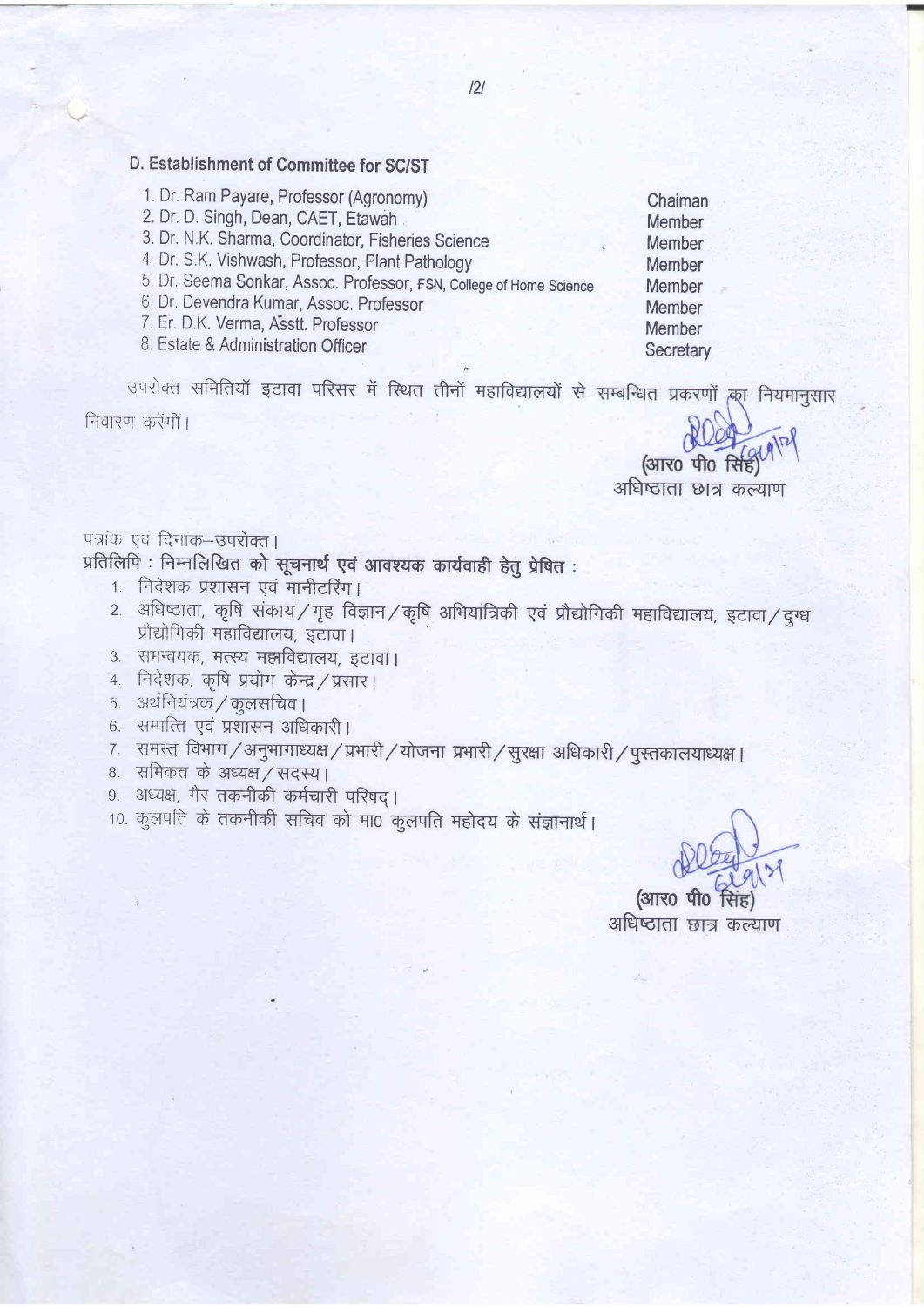### D. Establishment of Committee for SC/ST

| | | |
|---|---|---|
| 1. | Dr. Ram Payare, Professor (Agronomy) | Chaiman |
| 2. | Dr. D. Singh, Dean, CAET, Etawah | Member |
| 3. | Dr. N.K. Sharma, Coordinator, Fisheries Science | Member |
| 4. | Dr. S.K. Vishwash, Professor, Plant Pathology | Member |
| 5. | Dr. Seema Sonkar, Assoc. Professor, FSN, College of Home Science | Member |
| 6. | Dr. Devendra Kumar, Assoc. Professor | Member |
| 7. | Er. D.K. Verma, Asstt. Professor | Member |
| 8. | Estate & Administration Officer | Secretary |

उपरोक्त समितियॉ इटावा परिसर में स्थित तीनों महाविद्यालयों से सम्बन्धित प्रकरणों का नियमानुसार निवारण करेंगीं।

(आर० पी० सिंह)
अधिष्ठाता छात्र कल्याण

पत्रांक एवं दिनांक–उपरोक्त।

**प्रतिलिपि : निम्नलिखित को सूचनार्थ एवं आवश्यक कार्यवाही हेतु प्रेषित :**

1. निदेशक प्रशासन एवं मानीटरिंग।
2. अधिष्ठाता, कृषि संकाय / गृह विज्ञान / कृषि अभियांत्रिकी एवं प्रौद्योगिकी महाविद्यालय, इटावा / दुग्ध प्रौद्योगिकी महाविद्यालय, इटावा।
3. समन्वयक, मत्स्य महाविद्यालय, इटावा।
4. निदेशक, कृषि प्रयोग केन्द्र / प्रसार।
5. अर्थनियंत्रक / कुलसचिव।
6. सम्पत्ति एवं प्रशासन अधिकारी।
7. समस्त विभाग / अनुभागाध्यक्ष / प्रभारी / योजना प्रभारी / सुरक्षा अधिकारी / पुस्तकालयाध्यक्ष।
8. समिकत के अध्यक्ष / सदस्य।
9. अध्यक्ष, गैर तकनीकी कर्मचारी परिषद्।
10. कुलपति के तकनीकी सचिव को मा० कुलपति महोदय के संज्ञानार्थ।

(आर० पी० सिंह)
अधिष्ठाता छात्र कल्याण